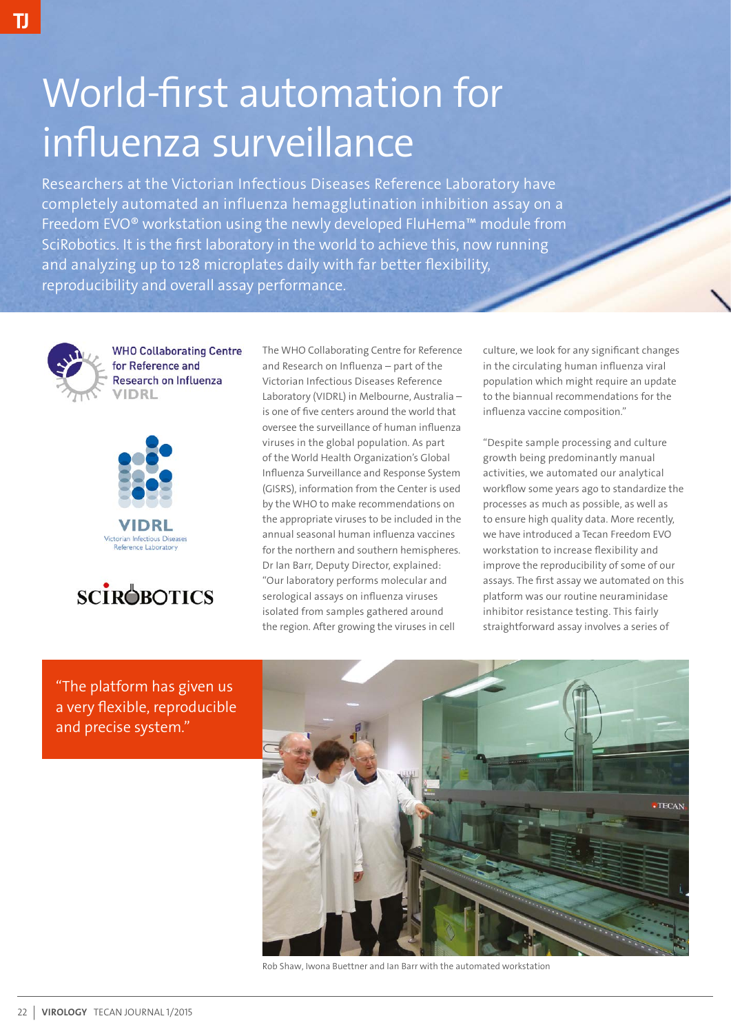# World-first automation for influenza surveillance

Researchers at the Victorian Infectious Diseases Reference Laboratory have completely automated an influenza hemagglutination inhibition assay on a Freedom EVO® workstation using the newly developed FluHema™ module from SciRobotics. It is the first laboratory in the world to achieve this, now running and analyzing up to 128 microplates daily with far better flexibility, reproducibility and overall assay performance.

WHO Collaborating Centre for Reference and Research on Influenza VIDRL

VIDRL Victorian Infectious Diseases Reference Laboratory

SCIROBOTICS

The WHO Collaborating Centre for Reference and Research on Influenza – part of the Victorian Infectious Diseases Reference Laboratory (VIDRL) in Melbourne, Australia – is one of five centers around the world that oversee the surveillance of human influenza viruses in the global population. As part of the World Health Organization's Global Influenza Surveillance and Response System (GISRS), information from the Center is used by the WHO to make recommendations on the appropriate viruses to be included in the annual seasonal human influenza vaccines for the northern and southern hemispheres. Dr Ian Barr, Deputy Director, explained: "Our laboratory performs molecular and serological assays on influenza viruses isolated from samples gathered around the region. After growing the viruses in cell culture, we look for any significant changes in the circulating human influenza viral population which might require an update to the biannual recommendations for the influenza vaccine composition."

"Despite sample processing and culture growth being predominantly manual activities, we automated our analytical workflow some years ago to standardize the processes as much as possible, as well as to ensure high quality data. More recently, we have introduced a Tecan Freedom EVO workstation to increase flexibility and improve the reproducibility of some of our assays. The first assay we automated on this platform was our routine neuraminidase inhibitor resistance testing. This fairly straightforward assay involves a series of

"The platform has given us a very flexible, reproducible and precise system."

Rob Shaw, Iwona Buettner and Ian Barr with the automated workstation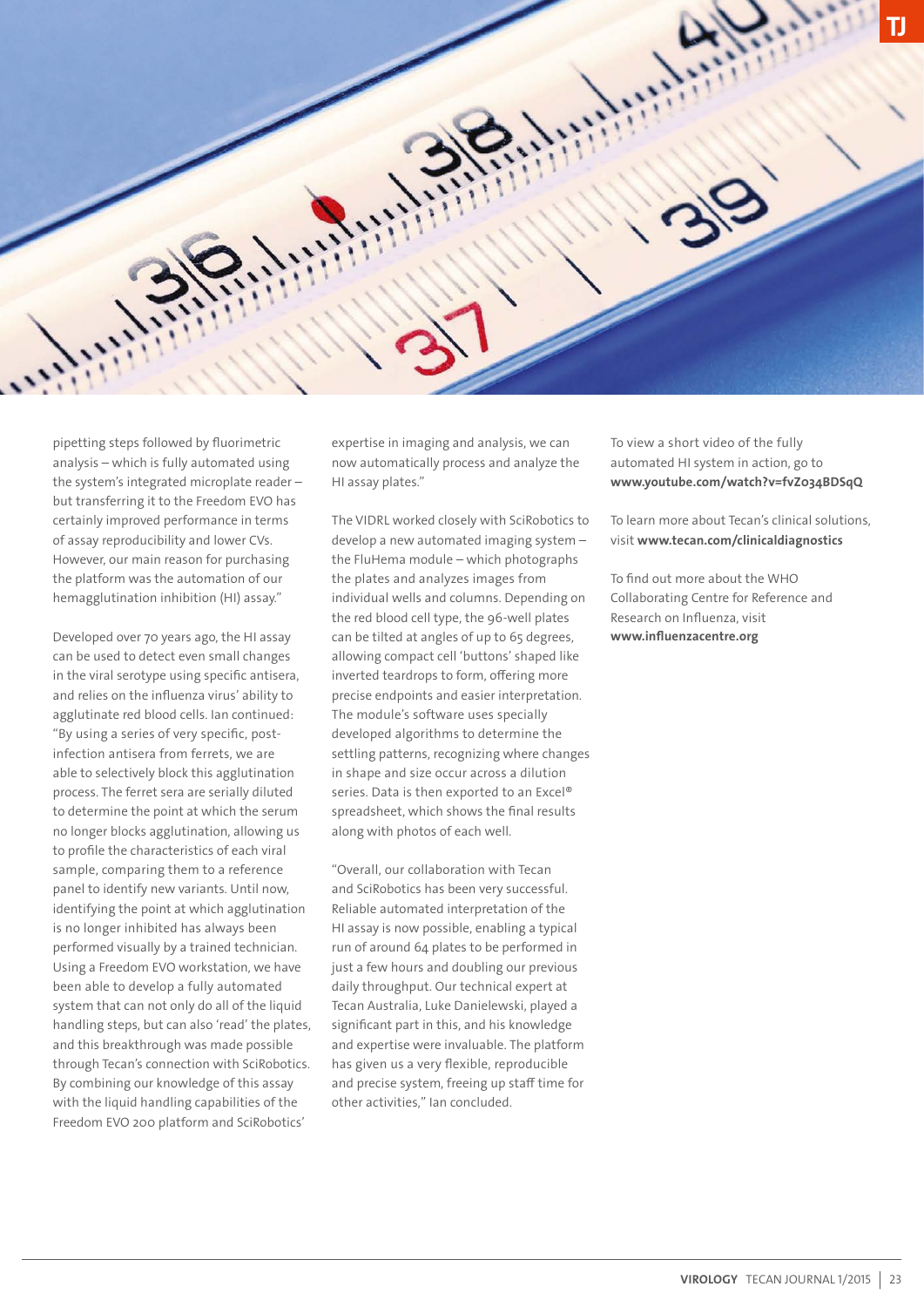pipetting steps followed by fluorimetric analysis – which is fully automated using the system's integrated microplate reader – but transferring it to the Freedom EVO has certainly improved performance in terms of assay reproducibility and lower CVs. However, our main reason for purchasing the platform was the automation of our hemagglutination inhibition (HI) assay."

Developed over 70 years ago, the HI assay can be used to detect even small changes in the viral serotype using specific antisera, and relies on the influenza virus' ability to agglutinate red blood cells. Ian continued: "By using a series of very specific, post-infection antisera from ferrets, we are able to selectively block this agglutination process. The ferret sera are serially diluted to determine the point at which the serum no longer blocks agglutination, allowing us to profile the characteristics of each viral sample, comparing them to a reference panel to identify new variants. Until now, identifying the point at which agglutination is no longer inhibited has always been performed visually by a trained technician. Using a Freedom EVO workstation, we have been able to develop a fully automated system that can not only do all of the liquid handling steps, but can also 'read' the plates, and this breakthrough was made possible through Tecan's connection with SciRobotics. By combining our knowledge of this assay with the liquid handling capabilities of the Freedom EVO 200 platform and SciRobotics' expertise in imaging and analysis, we can now automatically process and analyze the HI assay plates."

The VIDRL worked closely with SciRobotics to develop a new automated imaging system – the FluHema module – which photographs the plates and analyzes images from individual wells and columns. Depending on the red blood cell type, the 96-well plates can be tilted at angles of up to 65 degrees, allowing compact cell 'buttons' shaped like inverted teardrops to form, offering more precise endpoints and easier interpretation. The module's software uses specially developed algorithms to determine the settling patterns, recognizing where changes in shape and size occur across a dilution series. Data is then exported to an Excel® spreadsheet, which shows the final results along with photos of each well.

"Overall, our collaboration with Tecan and SciRobotics has been very successful. Reliable automated interpretation of the HI assay is now possible, enabling a typical run of around 64 plates to be performed in just a few hours and doubling our previous daily throughput. Our technical expert at Tecan Australia, Luke Danielewski, played a significant part in this, and his knowledge and expertise were invaluable. The platform has given us a very flexible, reproducible and precise system, freeing up staff time for other activities," Ian concluded.

To view a short video of the fully automated HI system in action, go to **www.youtube.com/watch?v=fvZo34BDSqQ**

To learn more about Tecan's clinical solutions, visit **www.tecan.com/clinicaldiagnostics**

To find out more about the WHO Collaborating Centre for Reference and Research on Influenza, visit **www.influenzacentre.org**